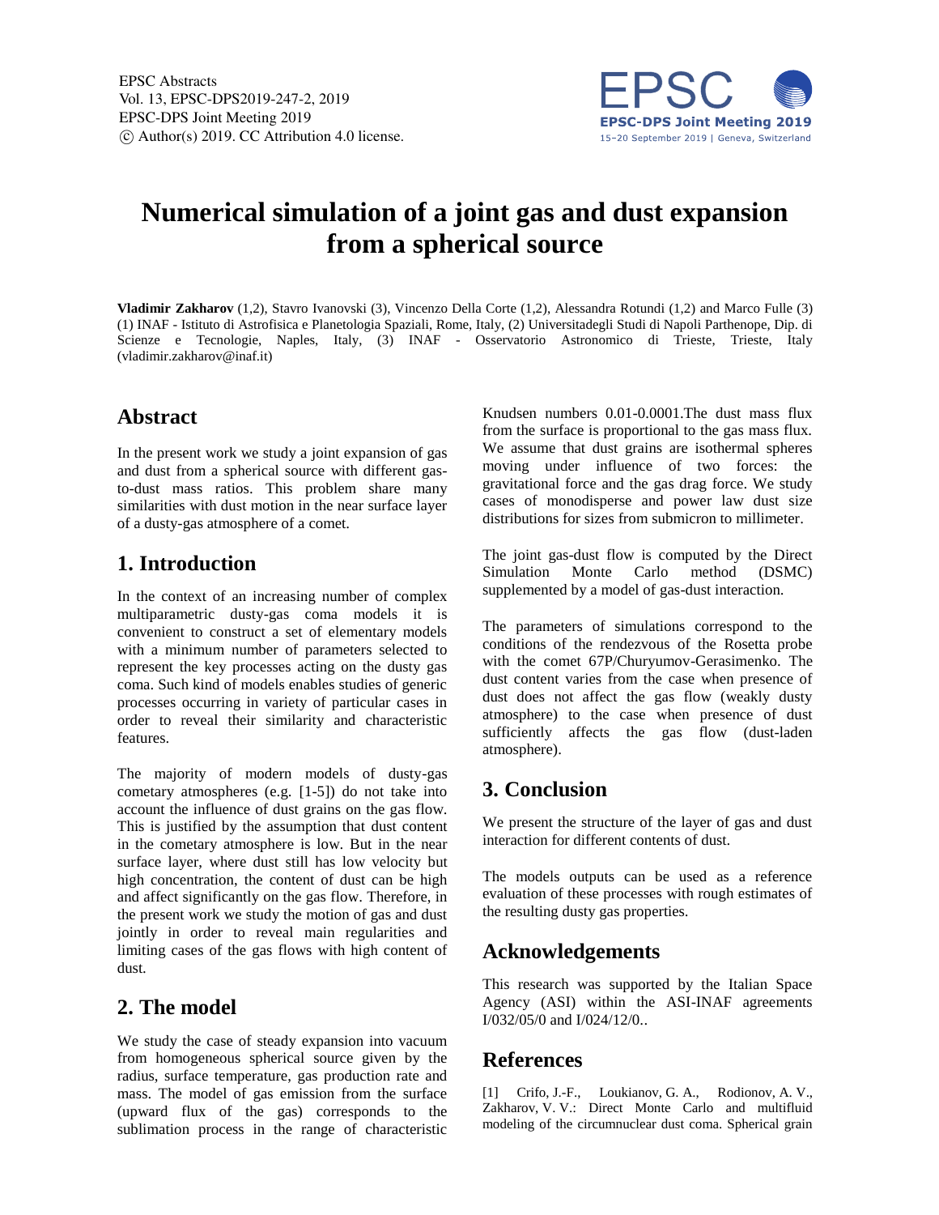# Numerical simulation of a joint gas and dust expansion from a spherical source

**Vladimir Zakharov** (1,2), Stavro Ivanovski (3), Vincenzo Della Corte (1,2), Alessandra Rotundi (1,2) and Marco Fulle (3)
(1) INAF - Istituto di Astrofisica e Planetologia Spaziali, Rome, Italy, (2) Universitadegli Studi di Napoli Parthenope, Dip. di Scienze e Tecnologie, Naples, Italy, (3) INAF - Osservatorio Astronomico di Trieste, Trieste, Italy (vladimir.zakharov@inaf.it)

## Abstract

In the present work we study a joint expansion of gas and dust from a spherical source with different gas-to-dust mass ratios. This problem share many similarities with dust motion in the near surface layer of a dusty-gas atmosphere of a comet.

## 1. Introduction

In the context of an increasing number of complex multiparametric dusty-gas coma models it is convenient to construct a set of elementary models with a minimum number of parameters selected to represent the key processes acting on the dusty gas coma. Such kind of models enables studies of generic processes occurring in variety of particular cases in order to reveal their similarity and characteristic features.

The majority of modern models of dusty-gas cometary atmospheres (e.g. [1-5]) do not take into account the influence of dust grains on the gas flow. This is justified by the assumption that dust content in the cometary atmosphere is low. But in the near surface layer, where dust still has low velocity but high concentration, the content of dust can be high and affect significantly on the gas flow. Therefore, in the present work we study the motion of gas and dust jointly in order to reveal main regularities and limiting cases of the gas flows with high content of dust.

## 2. The model

We study the case of steady expansion into vacuum from homogeneous spherical source given by the radius, surface temperature, gas production rate and mass. The model of gas emission from the surface (upward flux of the gas) corresponds to the sublimation process in the range of characteristic Knudsen numbers 0.01-0.0001.The dust mass flux from the surface is proportional to the gas mass flux. We assume that dust grains are isothermal spheres moving under influence of two forces: the gravitational force and the gas drag force. We study cases of monodisperse and power law dust size distributions for sizes from submicron to millimeter.

The joint gas-dust flow is computed by the Direct Simulation Monte Carlo method (DSMC) supplemented by a model of gas-dust interaction.

The parameters of simulations correspond to the conditions of the rendezvous of the Rosetta probe with the comet 67P/Churyumov-Gerasimenko. The dust content varies from the case when presence of dust does not affect the gas flow (weakly dusty atmosphere) to the case when presence of dust sufficiently affects the gas flow (dust-laden atmosphere).

## 3. Conclusion

We present the structure of the layer of gas and dust interaction for different contents of dust.

The models outputs can be used as a reference evaluation of these processes with rough estimates of the resulting dusty gas properties.

## Acknowledgements

This research was supported by the Italian Space Agency (ASI) within the ASI-INAF agreements I/032/05/0 and I/024/12/0..

## References

[1] Crifo, J.-F., Loukianov, G. A., Rodionov, A. V., Zakharov, V. V.: Direct Monte Carlo and multifluid modeling of the circumnuclear dust coma. Spherical grain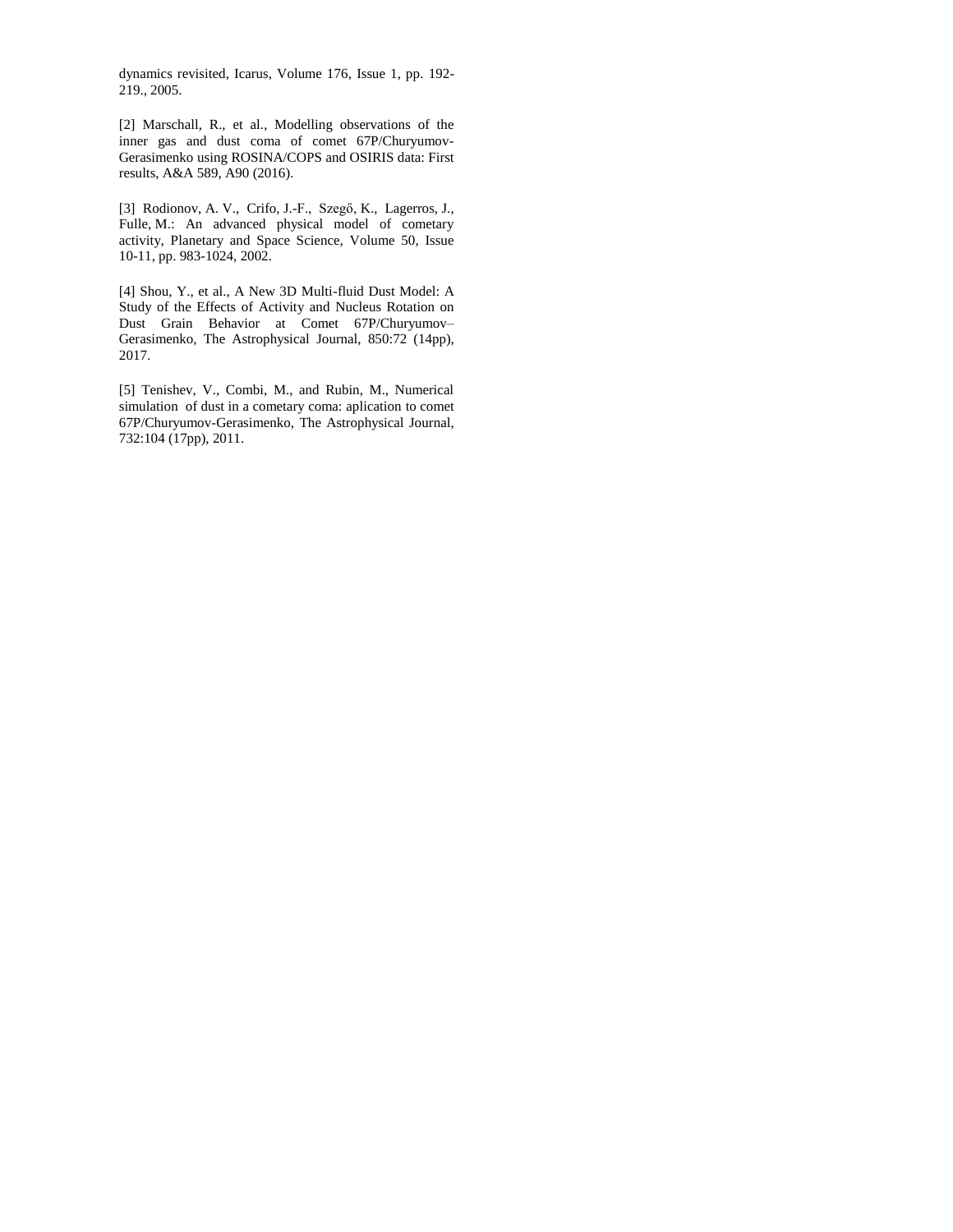dynamics revisited, Icarus, Volume 176, Issue 1, pp. 192-219., 2005.

[2] Marschall, R., et al., Modelling observations of the inner gas and dust coma of comet 67P/Churyumov-Gerasimenko using ROSINA/COPS and OSIRIS data: First results, A&A 589, A90 (2016).

[3] Rodionov, A. V., Crifo, J.-F., Szegő, K., Lagerros, J., Fulle, M.: An advanced physical model of cometary activity, Planetary and Space Science, Volume 50, Issue 10-11, pp. 983-1024, 2002.

[4] Shou, Y., et al., A New 3D Multi-fluid Dust Model: A Study of the Effects of Activity and Nucleus Rotation on Dust Grain Behavior at Comet 67P/Churyumov–Gerasimenko, The Astrophysical Journal, 850:72 (14pp), 2017.

[5] Tenishev, V., Combi, M., and Rubin, M., Numerical simulation of dust in a cometary coma: aplication to comet 67P/Churyumov-Gerasimenko, The Astrophysical Journal, 732:104 (17pp), 2011.